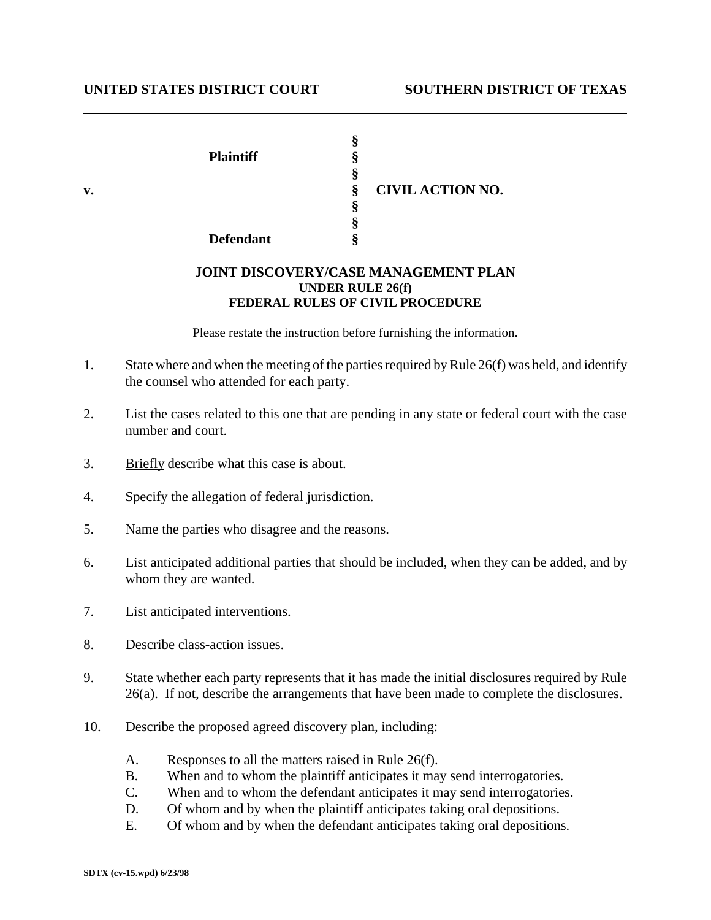**UNITED STATES DISTRICT COURT** **SOUTHERN DISTRICT OF TEXAS**

| | | |
|---|---|---|
| | § | |
| **Plaintiff** | § | |
| | § | |
| **v.** | § | **CIVIL ACTION NO.** |
| | § | |
| | § | |
| **Defendant** | § | |

# JOINT DISCOVERY/CASE MANAGEMENT PLAN
## UNDER RULE 26(f)
## FEDERAL RULES OF CIVIL PROCEDURE

Please restate the instruction before furnishing the information.

1. State where and when the meeting of the parties required by Rule 26(f) was held, and identify the counsel who attended for each party.

2. List the cases related to this one that are pending in any state or federal court with the case number and court.

3. Briefly describe what this case is about.

4. Specify the allegation of federal jurisdiction.

5. Name the parties who disagree and the reasons.

6. List anticipated additional parties that should be included, when they can be added, and by whom they are wanted.

7. List anticipated interventions.

8. Describe class-action issues.

9. State whether each party represents that it has made the initial disclosures required by Rule 26(a). If not, describe the arrangements that have been made to complete the disclosures.

10. Describe the proposed agreed discovery plan, including:

    A. Responses to all the matters raised in Rule 26(f).
    B. When and to whom the plaintiff anticipates it may send interrogatories.
    C. When and to whom the defendant anticipates it may send interrogatories.
    D. Of whom and by when the plaintiff anticipates taking oral depositions.
    E. Of whom and by when the defendant anticipates taking oral depositions.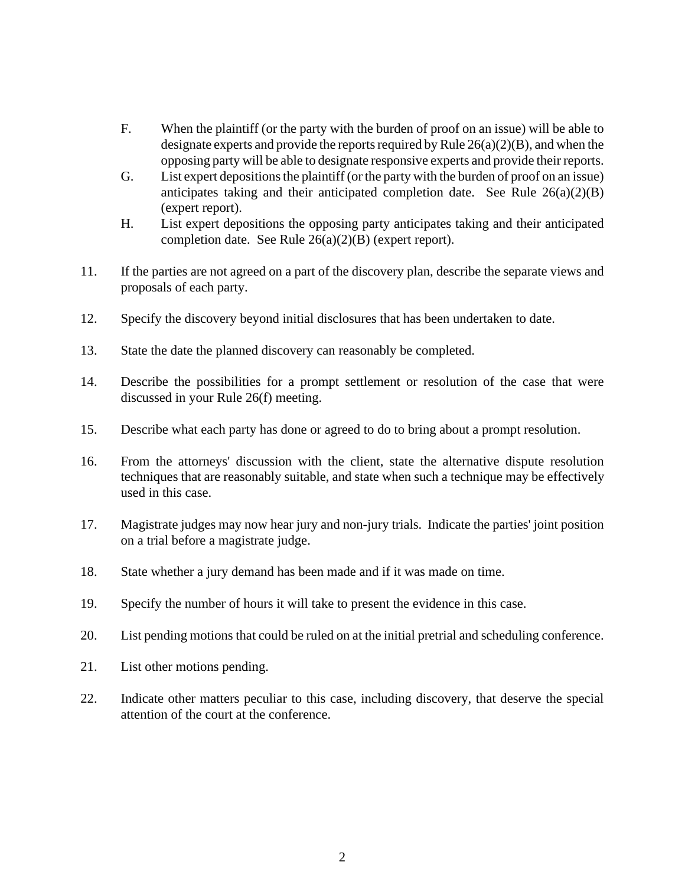F. When the plaintiff (or the party with the burden of proof on an issue) will be able to designate experts and provide the reports required by Rule 26(a)(2)(B), and when the opposing party will be able to designate responsive experts and provide their reports.

G. List expert depositions the plaintiff (or the party with the burden of proof on an issue) anticipates taking and their anticipated completion date. See Rule 26(a)(2)(B) (expert report).

H. List expert depositions the opposing party anticipates taking and their anticipated completion date. See Rule 26(a)(2)(B) (expert report).

11. If the parties are not agreed on a part of the discovery plan, describe the separate views and proposals of each party.

12. Specify the discovery beyond initial disclosures that has been undertaken to date.

13. State the date the planned discovery can reasonably be completed.

14. Describe the possibilities for a prompt settlement or resolution of the case that were discussed in your Rule 26(f) meeting.

15. Describe what each party has done or agreed to do to bring about a prompt resolution.

16. From the attorneys' discussion with the client, state the alternative dispute resolution techniques that are reasonably suitable, and state when such a technique may be effectively used in this case.

17. Magistrate judges may now hear jury and non-jury trials. Indicate the parties' joint position on a trial before a magistrate judge.

18. State whether a jury demand has been made and if it was made on time.

19. Specify the number of hours it will take to present the evidence in this case.

20. List pending motions that could be ruled on at the initial pretrial and scheduling conference.

21. List other motions pending.

22. Indicate other matters peculiar to this case, including discovery, that deserve the special attention of the court at the conference.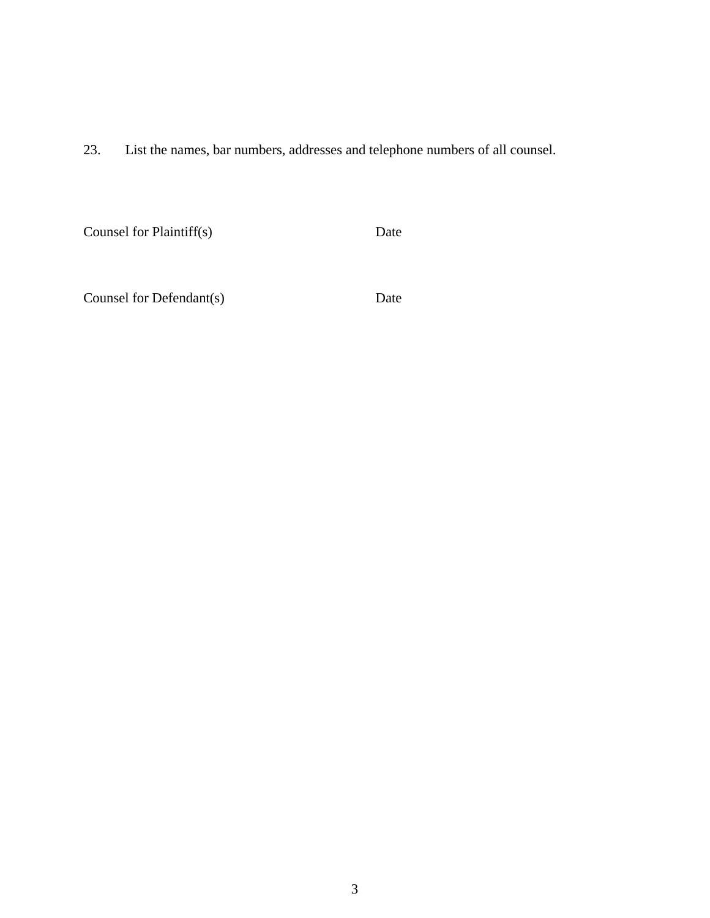23. List the names, bar numbers, addresses and telephone numbers of all counsel.

Counsel for Plaintiff(s) Date

Counsel for Defendant(s) Date